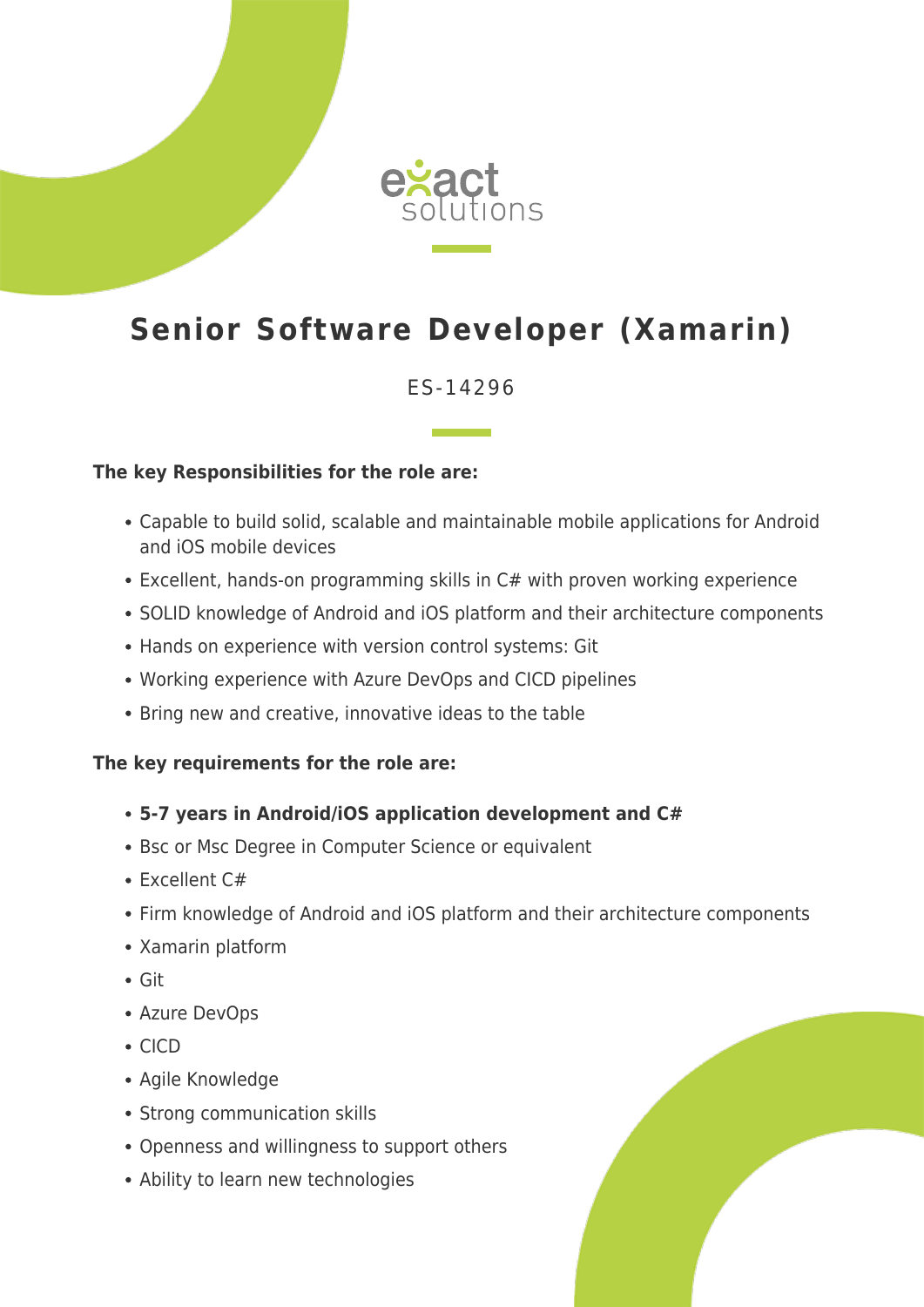exact solutions

# Senior Software Developer (Xamarin)

ES-14296

**The key Responsibilities for the role are:**

- Capable to build solid, scalable and maintainable mobile applications for Android and iOS mobile devices
- Excellent, hands-on programming skills in C# with proven working experience
- SOLID knowledge of Android and iOS platform and their architecture components
- Hands on experience with version control systems: Git
- Working experience with Azure DevOps and CICD pipelines
- Bring new and creative, innovative ideas to the table

**The key requirements for the role are:**

- **5-7 years in Android/iOS application development and C#**
- Bsc or Msc Degree in Computer Science or equivalent
- Excellent C#
- Firm knowledge of Android and iOS platform and their architecture components
- Xamarin platform
- Git
- Azure DevOps
- CICD
- Agile Knowledge
- Strong communication skills
- Openness and willingness to support others
- Ability to learn new technologies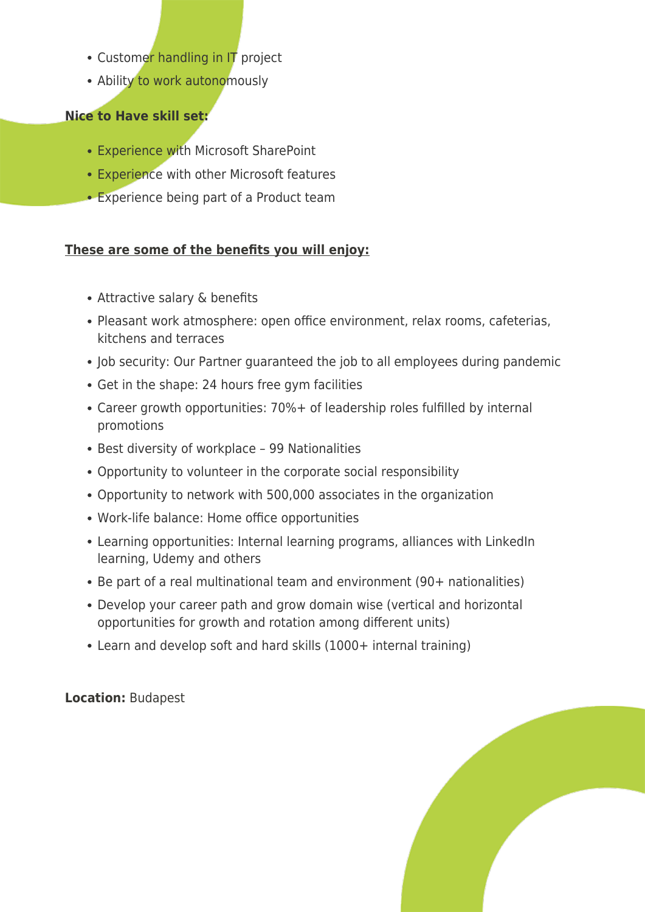- Customer handling in IT project
- Ability to work autonomously

**Nice to Have skill set:**

- Experience with Microsoft SharePoint
- Experience with other Microsoft features
- Experience being part of a Product team

**<u>These are some of the benefits you will enjoy:</u>**

- Attractive salary & benefits
- Pleasant work atmosphere: open office environment, relax rooms, cafeterias, kitchens and terraces
- Job security: Our Partner guaranteed the job to all employees during pandemic
- Get in the shape: 24 hours free gym facilities
- Career growth opportunities: 70%+ of leadership roles fulfilled by internal promotions
- Best diversity of workplace – 99 Nationalities
- Opportunity to volunteer in the corporate social responsibility
- Opportunity to network with 500,000 associates in the organization
- Work-life balance: Home office opportunities
- Learning opportunities: Internal learning programs, alliances with LinkedIn learning, Udemy and others
- Be part of a real multinational team and environment (90+ nationalities)
- Develop your career path and grow domain wise (vertical and horizontal opportunities for growth and rotation among different units)
- Learn and develop soft and hard skills (1000+ internal training)

**Location:** Budapest